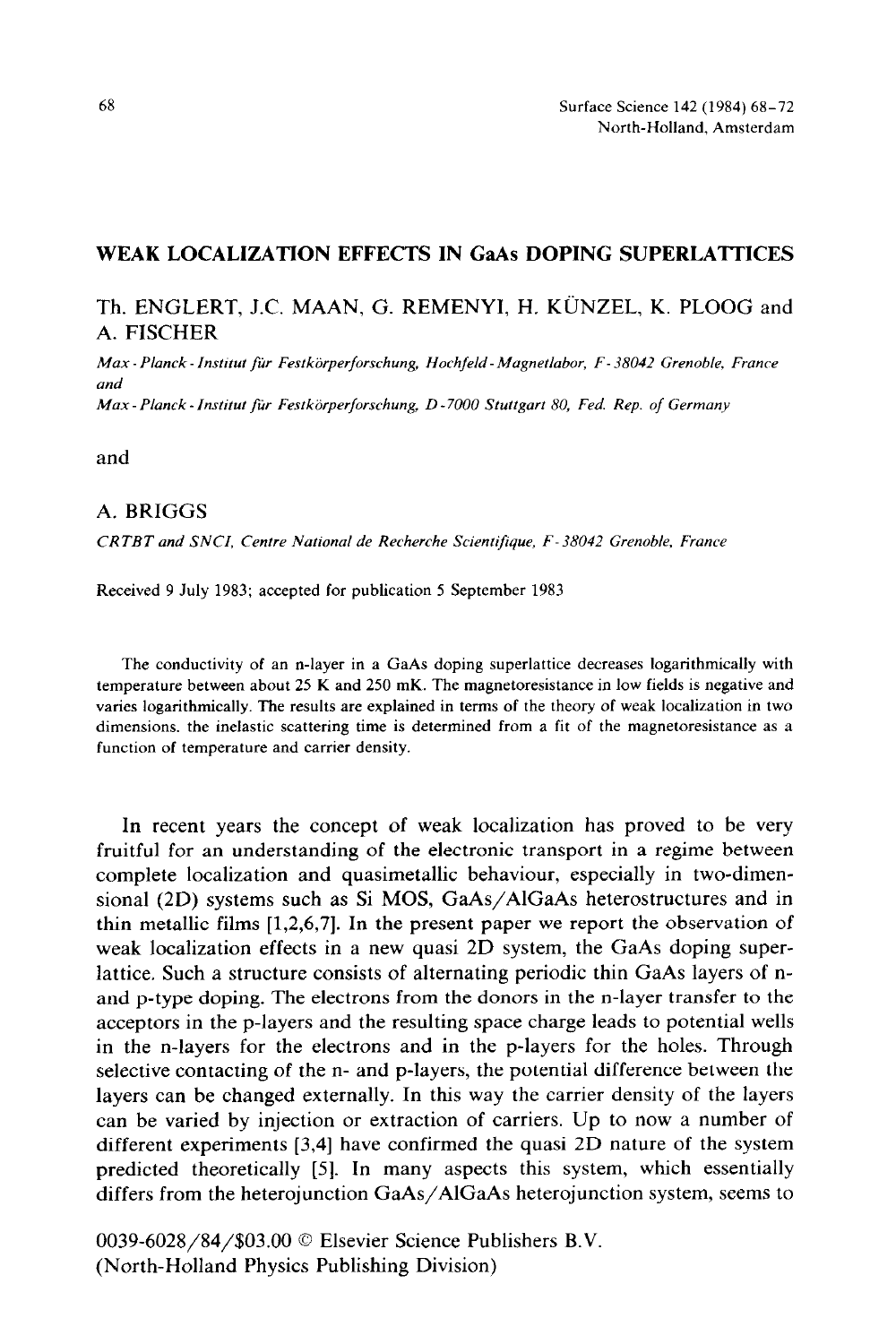# WEAK LOCALIZATION EFFECTS IN GaAs DOPING SUPERLATTICES

Th. ENGLERT, J.C. MAAN, G. REMENYI, H. KÜNZEL, K. PLOOG and A. FISCHER

*Max-Planck-Institut für Festkörperforschung, Hochfeld-Magnetlabor, F-38042 Grenoble, France*
*and*
*Max-Planck-Institut für Festkörperforschung, D-7000 Stuttgart 80, Fed. Rep. of Germany*

and

A. BRIGGS

*CRTBT and SNCI, Centre National de Recherche Scientifique, F-38042 Grenoble, France*

Received 9 July 1983; accepted for publication 5 September 1983

The conductivity of an n-layer in a GaAs doping superlattice decreases logarithmically with temperature between about 25 K and 250 mK. The magnetoresistance in low fields is negative and varies logarithmically. The results are explained in terms of the theory of weak localization in two dimensions. the inelastic scattering time is determined from a fit of the magnetoresistance as a function of temperature and carrier density.

In recent years the concept of weak localization has proved to be very fruitful for an understanding of the electronic transport in a regime between complete localization and quasimetallic behaviour, especially in two-dimensional (2D) systems such as Si MOS, GaAs/AlGaAs heterostructures and in thin metallic films [1,2,6,7]. In the present paper we report the observation of weak localization effects in a new quasi 2D system, the GaAs doping superlattice. Such a structure consists of alternating periodic thin GaAs layers of n- and p-type doping. The electrons from the donors in the n-layer transfer to the acceptors in the p-layers and the resulting space charge leads to potential wells in the n-layers for the electrons and in the p-layers for the holes. Through selective contacting of the n- and p-layers, the potential difference between the layers can be changed externally. In this way the carrier density of the layers can be varied by injection or extraction of carriers. Up to now a number of different experiments [3,4] have confirmed the quasi 2D nature of the system predicted theoretically [5]. In many aspects this system, which essentially differs from the heterojunction GaAs/AlGaAs heterojunction system, seems to

0039-6028/84/$03.00 © Elsevier Science Publishers B.V.
(North-Holland Physics Publishing Division)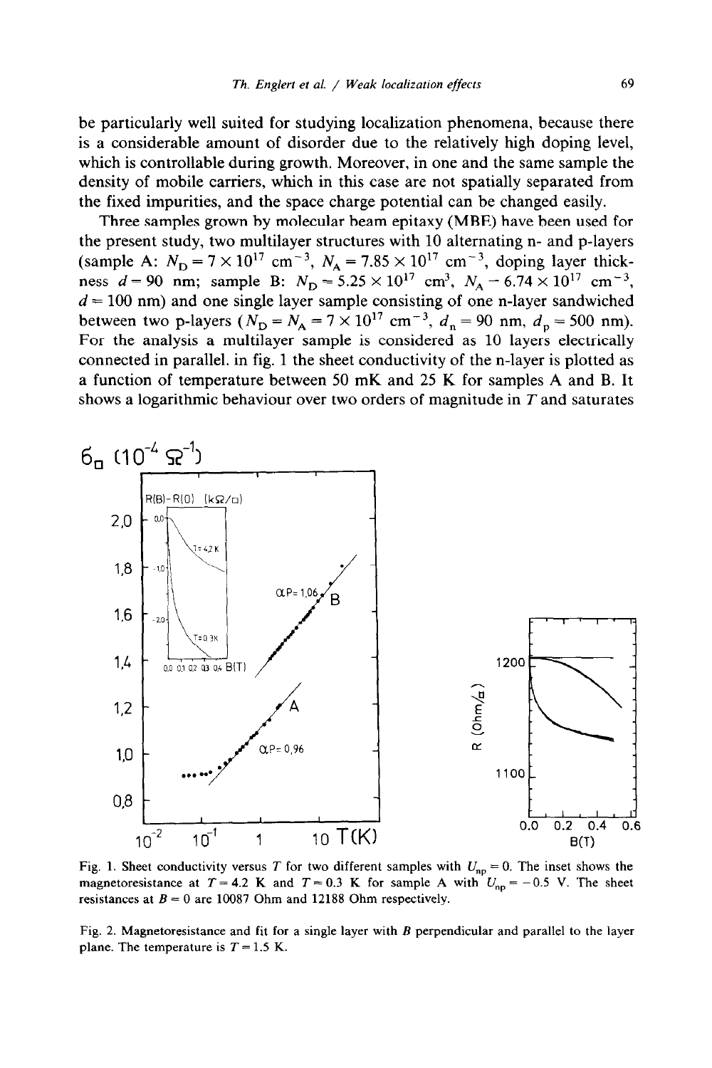be particularly well suited for studying localization phenomena, because there is a considerable amount of disorder due to the relatively high doping level, which is controllable during growth. Moreover, in one and the same sample the density of mobile carriers, which in this case are not spatially separated from the fixed impurities, and the space charge potential can be changed easily.

Three samples grown by molecular beam epitaxy (MBE) have been used for the present study, two multilayer structures with 10 alternating n- and p-layers (sample A: $N_D = 7 \times 10^{17}$ cm$^{-3}$, $N_A = 7.85 \times 10^{17}$ cm$^{-3}$, doping layer thickness $d = 90$ nm; sample B: $N_D = 5.25 \times 10^{17}$ cm$^3$, $N_A = 6.74 \times 10^{17}$ cm$^{-3}$, $d = 100$ nm) and one single layer sample consisting of one n-layer sandwiched between two p-layers ($N_D = N_A = 7 \times 10^{17}$ cm$^{-3}$, $d_n = 90$ nm, $d_p = 500$ nm). For the analysis a multilayer sample is considered as 10 layers electrically connected in parallel. in fig. 1 the sheet conductivity of the n-layer is plotted as a function of temperature between 50 mK and 25 K for samples A and B. It shows a logarithmic behaviour over two orders of magnitude in $T$ and saturates

Fig. 1. Sheet conductivity versus $T$ for two different samples with $U_{np} = 0$. The inset shows the magnetoresistance at $T = 4.2$ K and $T = 0.3$ K for sample A with $U_{np} = -0.5$ V. The sheet resistances at $B = 0$ are 10087 Ohm and 12188 Ohm respectively.

Fig. 2. Magnetoresistance and fit for a single layer with $B$ perpendicular and parallel to the layer plane. The temperature is $T = 1.5$ K.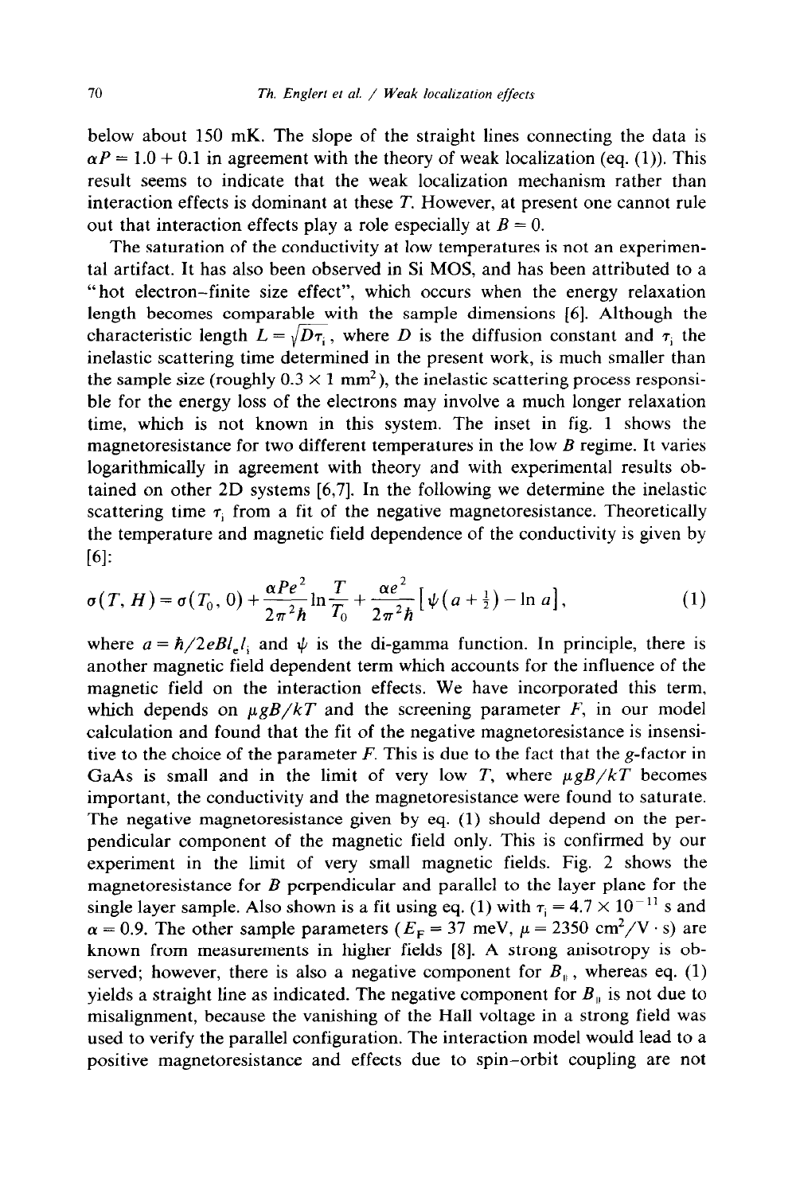below about 150 mK. The slope of the straight lines connecting the data is $\alpha P = 1.0 + 0.1$ in agreement with the theory of weak localization (eq. (1)). This result seems to indicate that the weak localization mechanism rather than interaction effects is dominant at these $T$. However, at present one cannot rule out that interaction effects play a role especially at $B = 0$.

The saturation of the conductivity at low temperatures is not an experimental artifact. It has also been observed in Si MOS, and has been attributed to a "hot electron–finite size effect", which occurs when the energy relaxation length becomes comparable with the sample dimensions [6]. Although the characteristic length $L = \sqrt{D\tau_i}$, where $D$ is the diffusion constant and $\tau_i$ the inelastic scattering time determined in the present work, is much smaller than the sample size (roughly $0.3 \times 1\ \mathrm{mm}^2$), the inelastic scattering process responsible for the energy loss of the electrons may involve a much longer relaxation time, which is not known in this system. The inset in fig. 1 shows the magnetoresistance for two different temperatures in the low $B$ regime. It varies logarithmically in agreement with theory and with experimental results obtained on other 2D systems [6,7]. In the following we determine the inelastic scattering time $\tau_i$ from a fit of the negative magnetoresistance. Theoretically the temperature and magnetic field dependence of the conductivity is given by [6]:

$$\sigma(T, H) = \sigma(T_0, 0) + \frac{\alpha P e^2}{2\pi^2 \hbar} \ln \frac{T}{T_0} + \frac{\alpha e^2}{2\pi^2 \hbar}\left[\psi\left(a + \tfrac{1}{2}\right) - \ln a\right], \tag{1}$$

where $a = \hbar / 2eBl_e l_i$ and $\psi$ is the di-gamma function. In principle, there is another magnetic field dependent term which accounts for the influence of the magnetic field on the interaction effects. We have incorporated this term, which depends on $\mu g B/kT$ and the screening parameter $F$, in our model calculation and found that the fit of the negative magnetoresistance is insensitive to the choice of the parameter $F$. This is due to the fact that the $g$-factor in GaAs is small and in the limit of very low $T$, where $\mu g B/kT$ becomes important, the conductivity and the magnetoresistance were found to saturate. The negative magnetoresistance given by eq. (1) should depend on the perpendicular component of the magnetic field only. This is confirmed by our experiment in the limit of very small magnetic fields. Fig. 2 shows the magnetoresistance for $B$ perpendicular and parallel to the layer plane for the single layer sample. Also shown is a fit using eq. (1) with $\tau_i = 4.7 \times 10^{-11}$ s and $\alpha = 0.9$. The other sample parameters ($E_F = 37$ meV, $\mu = 2350\ \mathrm{cm}^2/\mathrm{V \cdot s}$) are known from measurements in higher fields [8]. A strong anisotropy is observed; however, there is also a negative component for $B_\parallel$, whereas eq. (1) yields a straight line as indicated. The negative component for $B_\parallel$ is not due to misalignment, because the vanishing of the Hall voltage in a strong field was used to verify the parallel configuration. The interaction model would lead to a positive magnetoresistance and effects due to spin–orbit coupling are not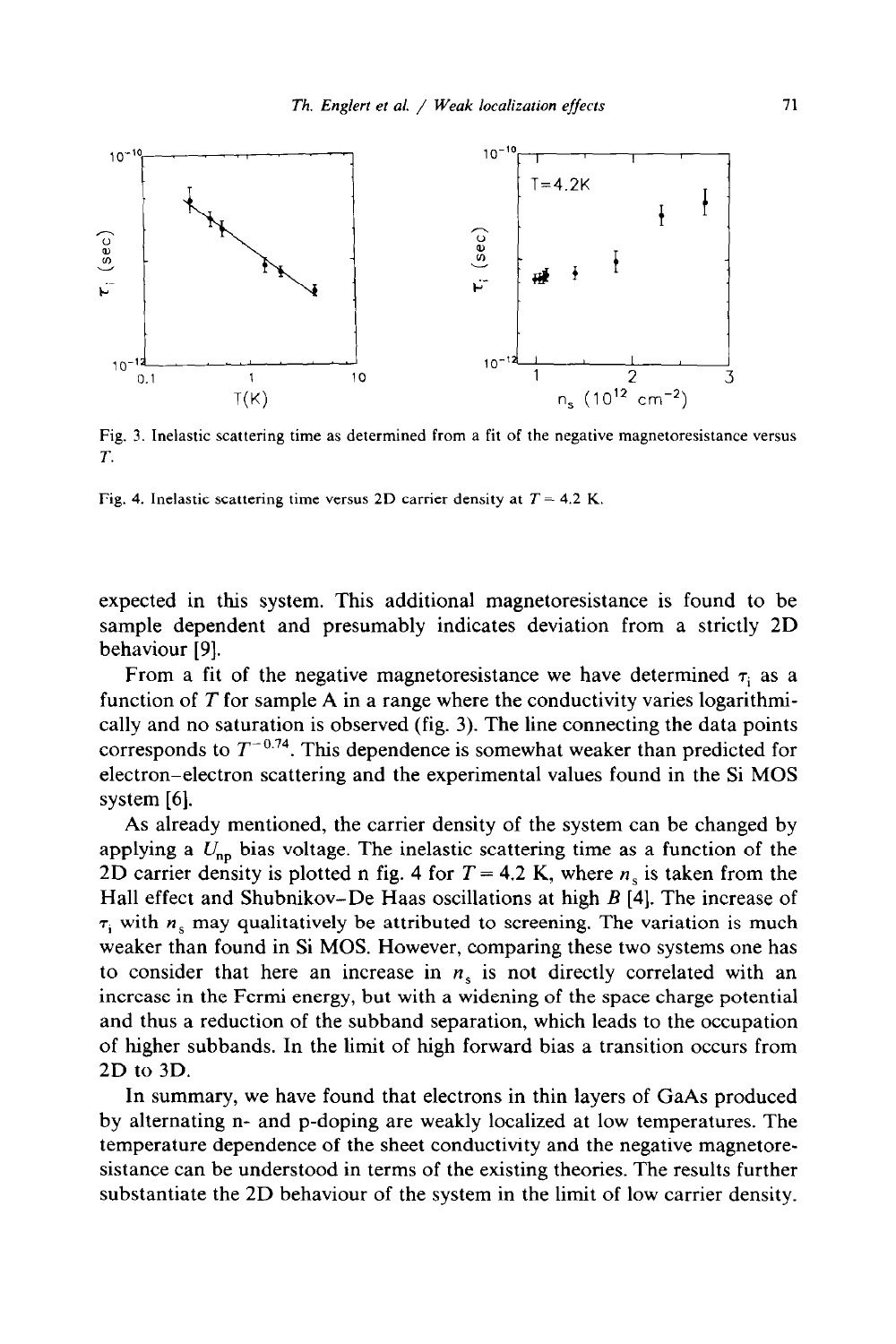Fig. 3. Inelastic scattering time as determined from a fit of the negative magnetoresistance versus $T$.

Fig. 4. Inelastic scattering time versus 2D carrier density at $T = 4.2$ K.

expected in this system. This additional magnetoresistance is found to be sample dependent and presumably indicates deviation from a strictly 2D behaviour [9].

From a fit of the negative magnetoresistance we have determined $\tau_i$ as a function of $T$ for sample A in a range where the conductivity varies logarithmically and no saturation is observed (fig. 3). The line connecting the data points corresponds to $T^{-0.74}$. This dependence is somewhat weaker than predicted for electron–electron scattering and the experimental values found in the Si MOS system [6].

As already mentioned, the carrier density of the system can be changed by applying a $U_{np}$ bias voltage. The inelastic scattering time as a function of the 2D carrier density is plotted n fig. 4 for $T = 4.2$ K, where $n_s$ is taken from the Hall effect and Shubnikov–De Haas oscillations at high $B$ [4]. The increase of $\tau_i$ with $n_s$ may qualitatively be attributed to screening. The variation is much weaker than found in Si MOS. However, comparing these two systems one has to consider that here an increase in $n_s$ is not directly correlated with an increase in the Fermi energy, but with a widening of the space charge potential and thus a reduction of the subband separation, which leads to the occupation of higher subbands. In the limit of high forward bias a transition occurs from 2D to 3D.

In summary, we have found that electrons in thin layers of GaAs produced by alternating n- and p-doping are weakly localized at low temperatures. The temperature dependence of the sheet conductivity and the negative magnetoresistance can be understood in terms of the existing theories. The results further substantiate the 2D behaviour of the system in the limit of low carrier density.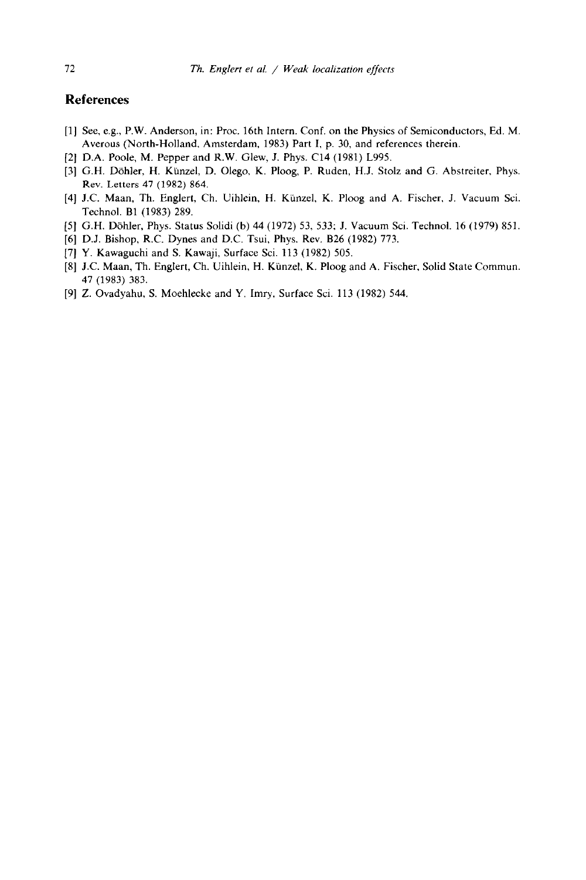## References

[1] See, e.g., P.W. Anderson, in: Proc. 16th Intern. Conf. on the Physics of Semiconductors, Ed. M. Averous (North-Holland, Amsterdam, 1983) Part I, p. 30, and references therein.

[2] D.A. Poole, M. Pepper and R.W. Glew, J. Phys. C14 (1981) L995.

[3] G.H. Döhler, H. Künzel, D. Olego, K. Ploog, P. Ruden, H.J. Stolz and G. Abstreiter, Phys. Rev. Letters 47 (1982) 864.

[4] J.C. Maan, Th. Englert, Ch. Uihlein, H. Künzel, K. Ploog and A. Fischer, J. Vacuum Sci. Technol. B1 (1983) 289.

[5] G.H. Döhler, Phys. Status Solidi (b) 44 (1972) 53, 533; J. Vacuum Sci. Technol. 16 (1979) 851.

[6] D.J. Bishop, R.C. Dynes and D.C. Tsui, Phys. Rev. B26 (1982) 773.

[7] Y. Kawaguchi and S. Kawaji, Surface Sci. 113 (1982) 505.

[8] J.C. Maan, Th. Englert, Ch. Uihlein, H. Künzel, K. Ploog and A. Fischer, Solid State Commun. 47 (1983) 383.

[9] Z. Ovadyahu, S. Moehlecke and Y. Imry, Surface Sci. 113 (1982) 544.